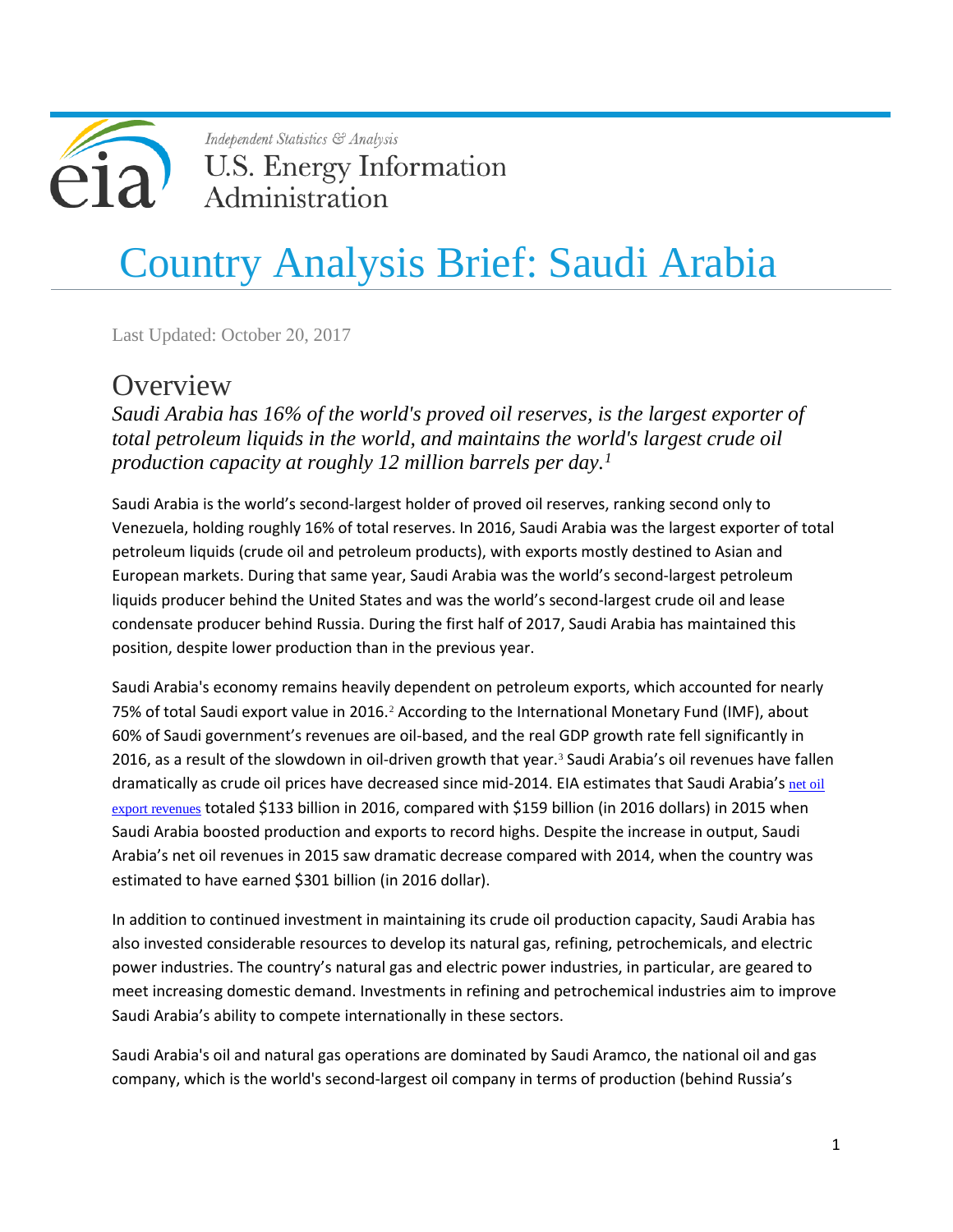Independent Statistics & Analysis
U.S. Energy Information Administration

# Country Analysis Brief: Saudi Arabia

Last Updated: October 20, 2017

## Overview

*Saudi Arabia has 16% of the world's proved oil reserves, is the largest exporter of total petroleum liquids in the world, and maintains the world's largest crude oil production capacity at roughly 12 million barrels per day.[1]*

Saudi Arabia is the world's second-largest holder of proved oil reserves, ranking second only to Venezuela, holding roughly 16% of total reserves. In 2016, Saudi Arabia was the largest exporter of total petroleum liquids (crude oil and petroleum products), with exports mostly destined to Asian and European markets. During that same year, Saudi Arabia was the world's second-largest petroleum liquids producer behind the United States and was the world's second-largest crude oil and lease condensate producer behind Russia. During the first half of 2017, Saudi Arabia has maintained this position, despite lower production than in the previous year.

Saudi Arabia's economy remains heavily dependent on petroleum exports, which accounted for nearly 75% of total Saudi export value in 2016.[2] According to the International Monetary Fund (IMF), about 60% of Saudi government's revenues are oil-based, and the real GDP growth rate fell significantly in 2016, as a result of the slowdown in oil-driven growth that year.[3] Saudi Arabia's oil revenues have fallen dramatically as crude oil prices have decreased since mid-2014. EIA estimates that Saudi Arabia's net oil export revenues totaled $133 billion in 2016, compared with $159 billion (in 2016 dollars) in 2015 when Saudi Arabia boosted production and exports to record highs. Despite the increase in output, Saudi Arabia's net oil revenues in 2015 saw dramatic decrease compared with 2014, when the country was estimated to have earned $301 billion (in 2016 dollar).

In addition to continued investment in maintaining its crude oil production capacity, Saudi Arabia has also invested considerable resources to develop its natural gas, refining, petrochemicals, and electric power industries. The country's natural gas and electric power industries, in particular, are geared to meet increasing domestic demand. Investments in refining and petrochemical industries aim to improve Saudi Arabia's ability to compete internationally in these sectors.

Saudi Arabia's oil and natural gas operations are dominated by Saudi Aramco, the national oil and gas company, which is the world's second-largest oil company in terms of production (behind Russia's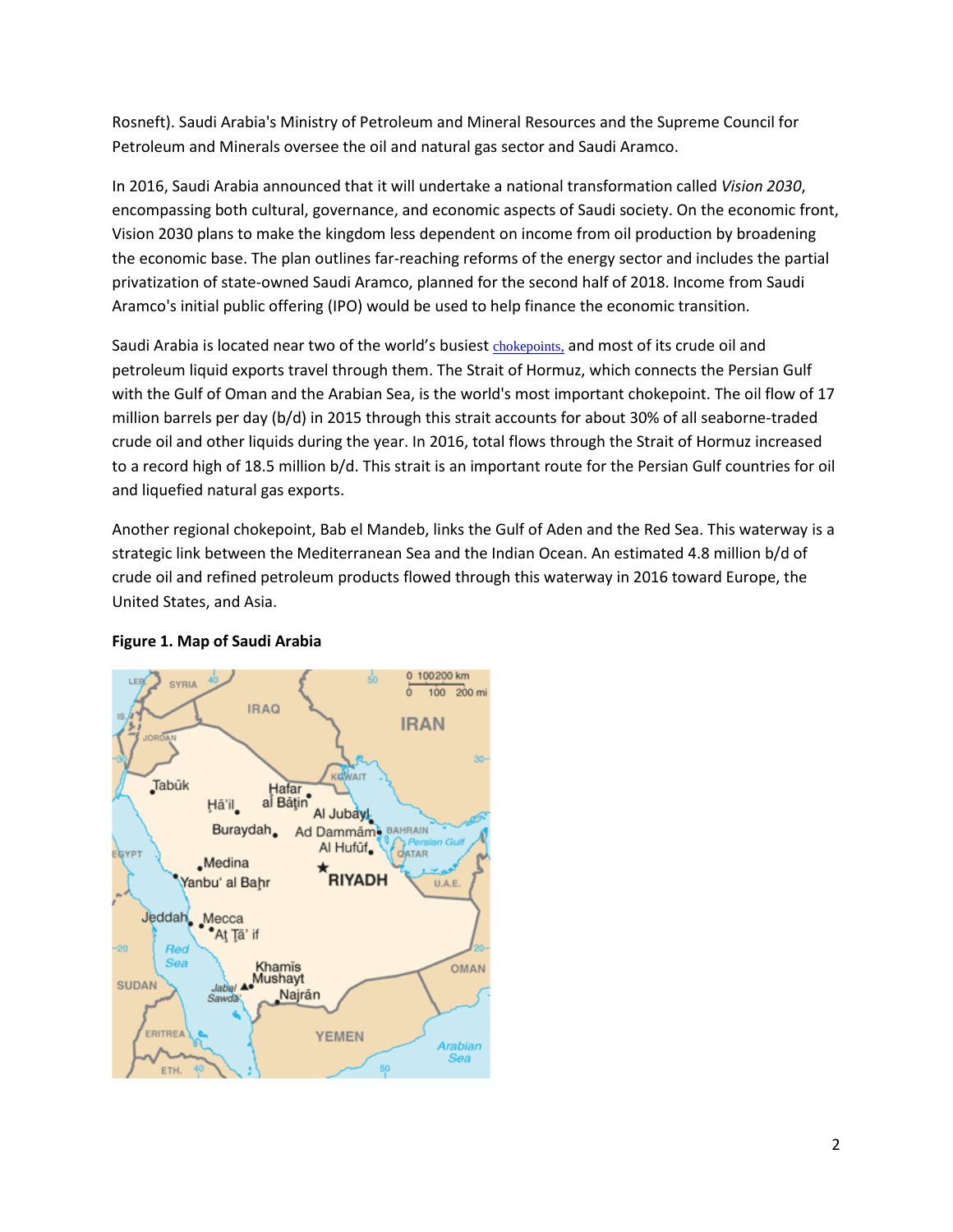Rosneft). Saudi Arabia's Ministry of Petroleum and Mineral Resources and the Supreme Council for Petroleum and Minerals oversee the oil and natural gas sector and Saudi Aramco.

In 2016, Saudi Arabia announced that it will undertake a national transformation called *Vision 2030*, encompassing both cultural, governance, and economic aspects of Saudi society. On the economic front, Vision 2030 plans to make the kingdom less dependent on income from oil production by broadening the economic base. The plan outlines far-reaching reforms of the energy sector and includes the partial privatization of state-owned Saudi Aramco, planned for the second half of 2018. Income from Saudi Aramco's initial public offering (IPO) would be used to help finance the economic transition.

Saudi Arabia is located near two of the world's busiest chokepoints, and most of its crude oil and petroleum liquid exports travel through them. The Strait of Hormuz, which connects the Persian Gulf with the Gulf of Oman and the Arabian Sea, is the world's most important chokepoint. The oil flow of 17 million barrels per day (b/d) in 2015 through this strait accounts for about 30% of all seaborne-traded crude oil and other liquids during the year. In 2016, total flows through the Strait of Hormuz increased to a record high of 18.5 million b/d. This strait is an important route for the Persian Gulf countries for oil and liquefied natural gas exports.

Another regional chokepoint, Bab el Mandeb, links the Gulf of Aden and the Red Sea. This waterway is a strategic link between the Mediterranean Sea and the Indian Ocean. An estimated 4.8 million b/d of crude oil and refined petroleum products flowed through this waterway in 2016 toward Europe, the United States, and Asia.

**Figure 1. Map of Saudi Arabia**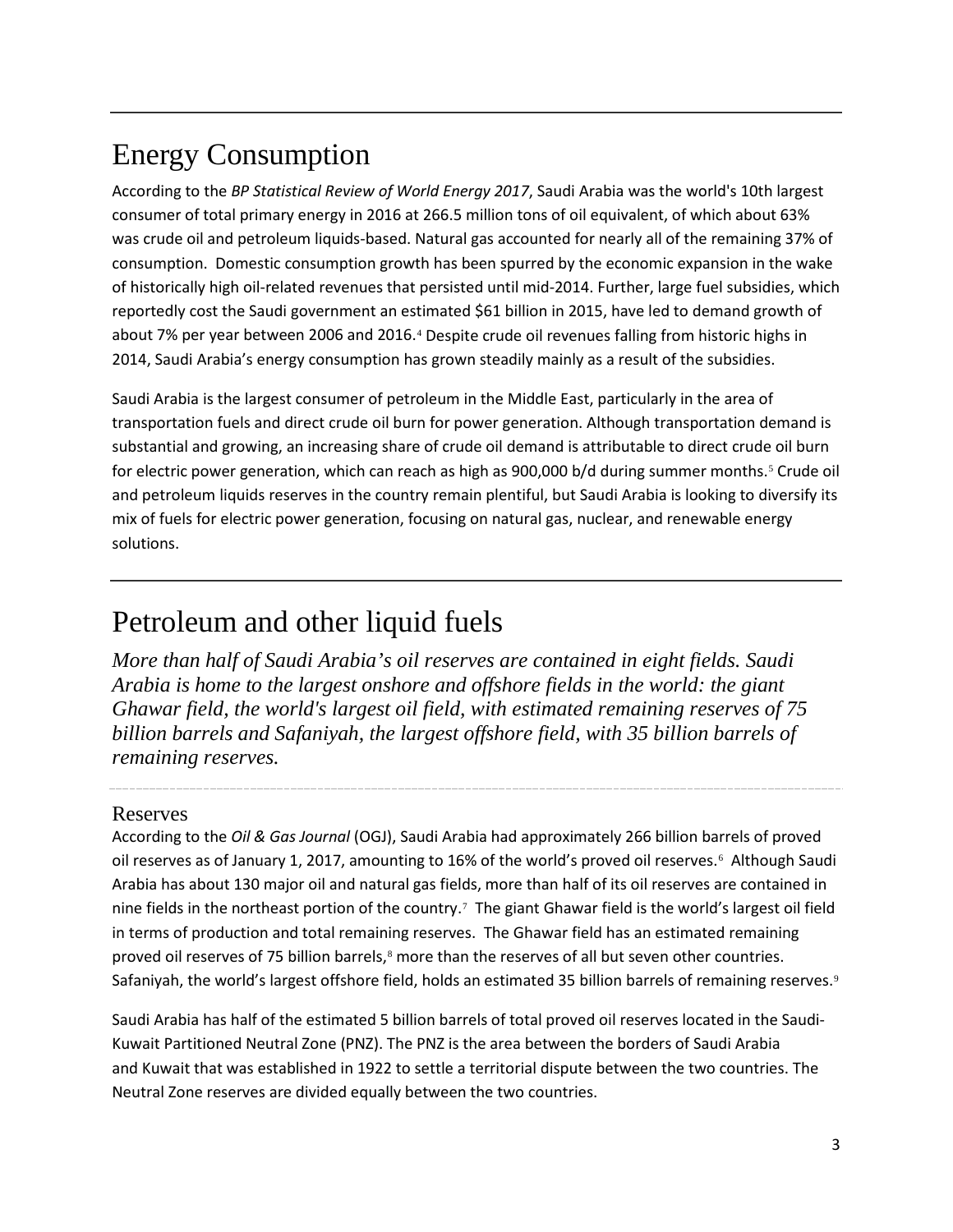# Energy Consumption

According to the *BP Statistical Review of World Energy 2017*, Saudi Arabia was the world's 10th largest consumer of total primary energy in 2016 at 266.5 million tons of oil equivalent, of which about 63% was crude oil and petroleum liquids-based. Natural gas accounted for nearly all of the remaining 37% of consumption. Domestic consumption growth has been spurred by the economic expansion in the wake of historically high oil-related revenues that persisted until mid-2014. Further, large fuel subsidies, which reportedly cost the Saudi government an estimated $61 billion in 2015, have led to demand growth of about 7% per year between 2006 and 2016.[4] Despite crude oil revenues falling from historic highs in 2014, Saudi Arabia's energy consumption has grown steadily mainly as a result of the subsidies.

Saudi Arabia is the largest consumer of petroleum in the Middle East, particularly in the area of transportation fuels and direct crude oil burn for power generation. Although transportation demand is substantial and growing, an increasing share of crude oil demand is attributable to direct crude oil burn for electric power generation, which can reach as high as 900,000 b/d during summer months.[5] Crude oil and petroleum liquids reserves in the country remain plentiful, but Saudi Arabia is looking to diversify its mix of fuels for electric power generation, focusing on natural gas, nuclear, and renewable energy solutions.

# Petroleum and other liquid fuels

*More than half of Saudi Arabia's oil reserves are contained in eight fields. Saudi Arabia is home to the largest onshore and offshore fields in the world: the giant Ghawar field, the world's largest oil field, with estimated remaining reserves of 75 billion barrels and Safaniyah, the largest offshore field, with 35 billion barrels of remaining reserves.*

## Reserves

According to the *Oil & Gas Journal* (OGJ), Saudi Arabia had approximately 266 billion barrels of proved oil reserves as of January 1, 2017, amounting to 16% of the world's proved oil reserves.[6] Although Saudi Arabia has about 130 major oil and natural gas fields, more than half of its oil reserves are contained in nine fields in the northeast portion of the country.[7] The giant Ghawar field is the world's largest oil field in terms of production and total remaining reserves. The Ghawar field has an estimated remaining proved oil reserves of 75 billion barrels,[8] more than the reserves of all but seven other countries. Safaniyah, the world's largest offshore field, holds an estimated 35 billion barrels of remaining reserves.[9]

Saudi Arabia has half of the estimated 5 billion barrels of total proved oil reserves located in the Saudi-Kuwait Partitioned Neutral Zone (PNZ). The PNZ is the area between the borders of Saudi Arabia and Kuwait that was established in 1922 to settle a territorial dispute between the two countries. The Neutral Zone reserves are divided equally between the two countries.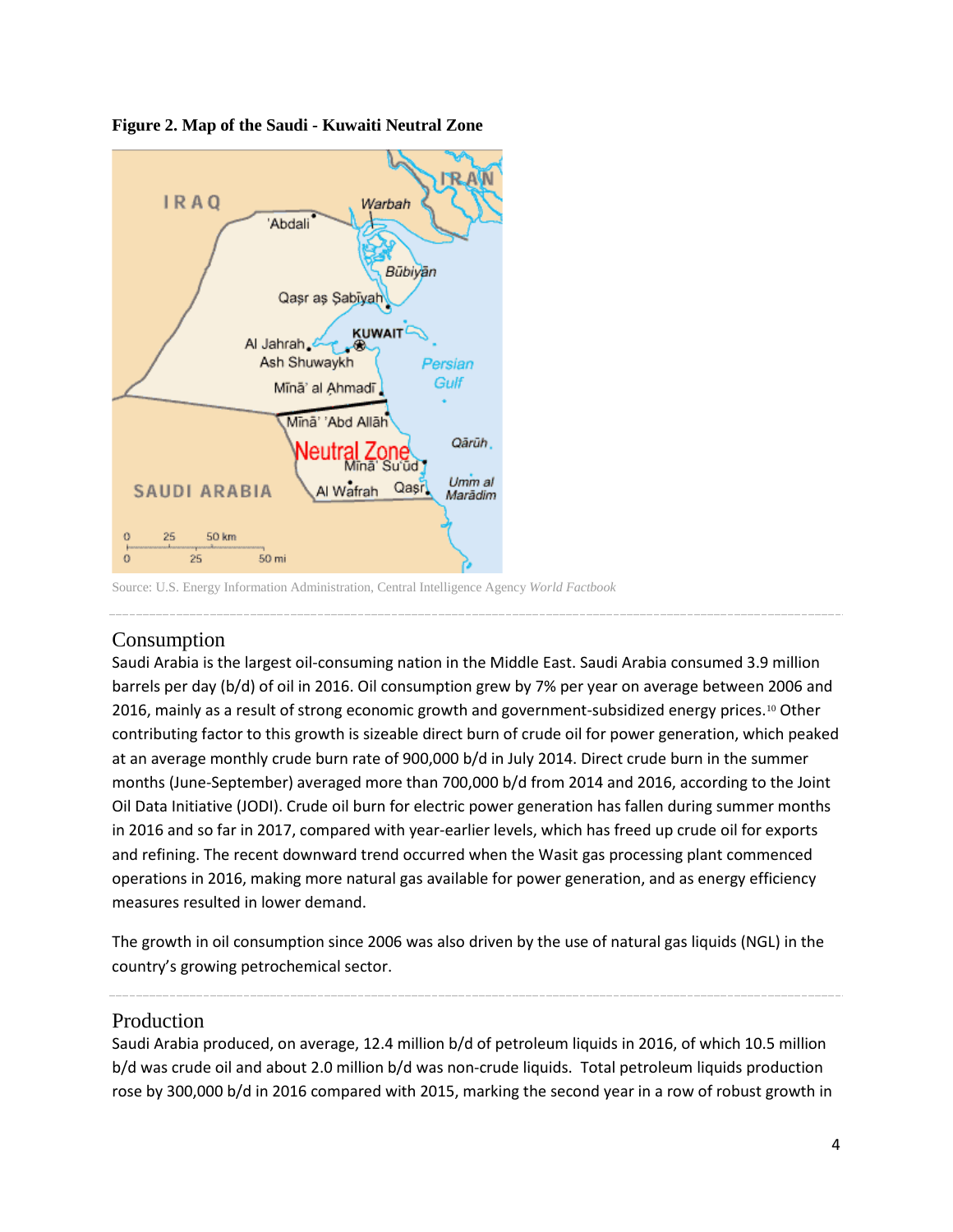**Figure 2. Map of the Saudi - Kuwaiti Neutral Zone**

Source: U.S. Energy Information Administration, Central Intelligence Agency *World Factbook*

## Consumption

Saudi Arabia is the largest oil-consuming nation in the Middle East. Saudi Arabia consumed 3.9 million barrels per day (b/d) of oil in 2016. Oil consumption grew by 7% per year on average between 2006 and 2016, mainly as a result of strong economic growth and government-subsidized energy prices.[10] Other contributing factor to this growth is sizeable direct burn of crude oil for power generation, which peaked at an average monthly crude burn rate of 900,000 b/d in July 2014. Direct crude burn in the summer months (June-September) averaged more than 700,000 b/d from 2014 and 2016, according to the Joint Oil Data Initiative (JODI). Crude oil burn for electric power generation has fallen during summer months in 2016 and so far in 2017, compared with year-earlier levels, which has freed up crude oil for exports and refining. The recent downward trend occurred when the Wasit gas processing plant commenced operations in 2016, making more natural gas available for power generation, and as energy efficiency measures resulted in lower demand.

The growth in oil consumption since 2006 was also driven by the use of natural gas liquids (NGL) in the country's growing petrochemical sector.

## Production

Saudi Arabia produced, on average, 12.4 million b/d of petroleum liquids in 2016, of which 10.5 million b/d was crude oil and about 2.0 million b/d was non-crude liquids. Total petroleum liquids production rose by 300,000 b/d in 2016 compared with 2015, marking the second year in a row of robust growth in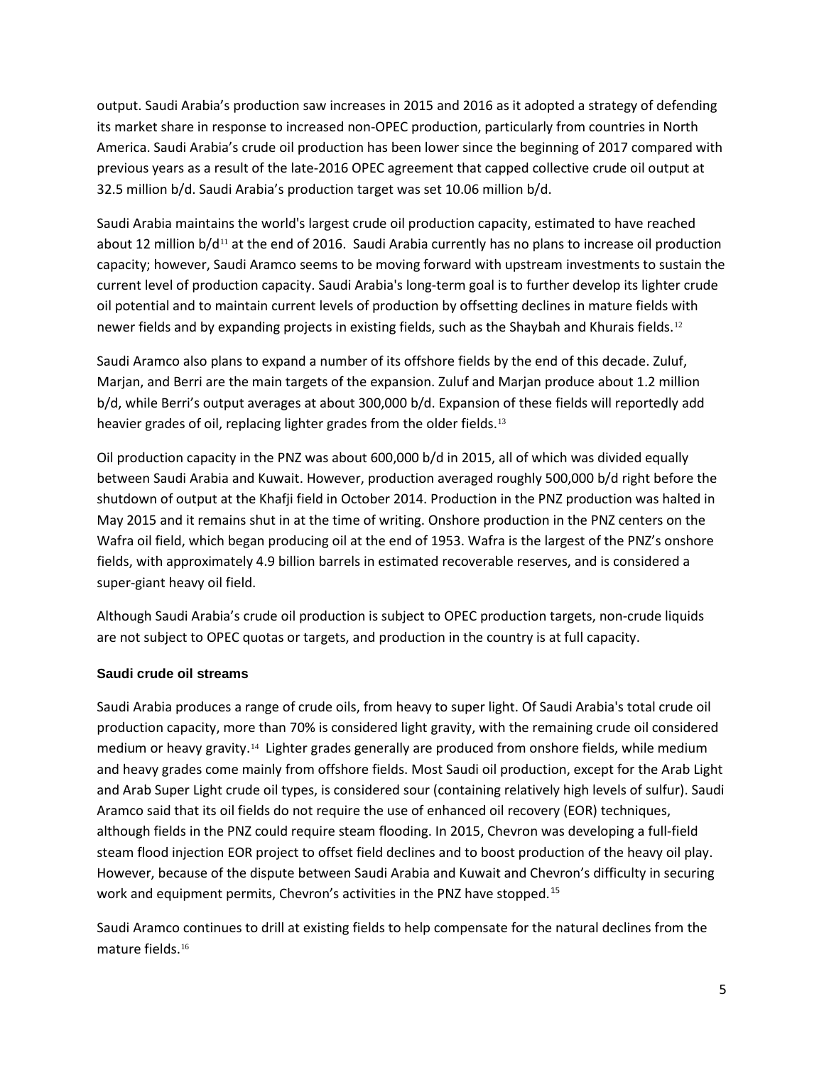output. Saudi Arabia's production saw increases in 2015 and 2016 as it adopted a strategy of defending its market share in response to increased non-OPEC production, particularly from countries in North America. Saudi Arabia's crude oil production has been lower since the beginning of 2017 compared with previous years as a result of the late-2016 OPEC agreement that capped collective crude oil output at 32.5 million b/d. Saudi Arabia's production target was set 10.06 million b/d.

Saudi Arabia maintains the world's largest crude oil production capacity, estimated to have reached about 12 million b/d[11] at the end of 2016. Saudi Arabia currently has no plans to increase oil production capacity; however, Saudi Aramco seems to be moving forward with upstream investments to sustain the current level of production capacity. Saudi Arabia's long-term goal is to further develop its lighter crude oil potential and to maintain current levels of production by offsetting declines in mature fields with newer fields and by expanding projects in existing fields, such as the Shaybah and Khurais fields.[12]

Saudi Aramco also plans to expand a number of its offshore fields by the end of this decade. Zuluf, Marjan, and Berri are the main targets of the expansion. Zuluf and Marjan produce about 1.2 million b/d, while Berri's output averages at about 300,000 b/d. Expansion of these fields will reportedly add heavier grades of oil, replacing lighter grades from the older fields.[13]

Oil production capacity in the PNZ was about 600,000 b/d in 2015, all of which was divided equally between Saudi Arabia and Kuwait. However, production averaged roughly 500,000 b/d right before the shutdown of output at the Khafji field in October 2014. Production in the PNZ production was halted in May 2015 and it remains shut in at the time of writing. Onshore production in the PNZ centers on the Wafra oil field, which began producing oil at the end of 1953. Wafra is the largest of the PNZ's onshore fields, with approximately 4.9 billion barrels in estimated recoverable reserves, and is considered a super-giant heavy oil field.

Although Saudi Arabia's crude oil production is subject to OPEC production targets, non-crude liquids are not subject to OPEC quotas or targets, and production in the country is at full capacity.

### Saudi crude oil streams

Saudi Arabia produces a range of crude oils, from heavy to super light. Of Saudi Arabia's total crude oil production capacity, more than 70% is considered light gravity, with the remaining crude oil considered medium or heavy gravity.[14] Lighter grades generally are produced from onshore fields, while medium and heavy grades come mainly from offshore fields. Most Saudi oil production, except for the Arab Light and Arab Super Light crude oil types, is considered sour (containing relatively high levels of sulfur). Saudi Aramco said that its oil fields do not require the use of enhanced oil recovery (EOR) techniques, although fields in the PNZ could require steam flooding. In 2015, Chevron was developing a full-field steam flood injection EOR project to offset field declines and to boost production of the heavy oil play. However, because of the dispute between Saudi Arabia and Kuwait and Chevron's difficulty in securing work and equipment permits, Chevron's activities in the PNZ have stopped.[15]

Saudi Aramco continues to drill at existing fields to help compensate for the natural declines from the mature fields.[16]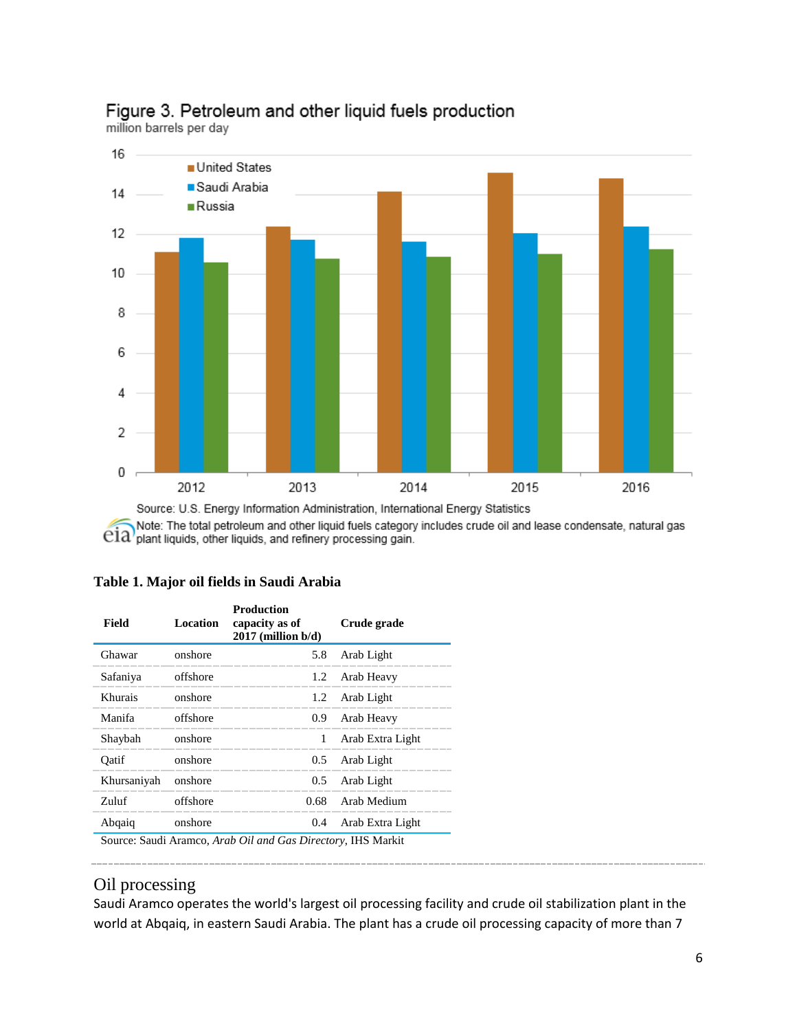Figure 3. Petroleum and other liquid fuels production
million barrels per day

Source: U.S. Energy Information Administration, International Energy Statistics
Note: The total petroleum and other liquid fuels category includes crude oil and lease condensate, natural gas plant liquids, other liquids, and refinery processing gain.

**Table 1. Major oil fields in Saudi Arabia**

| Field | Location | Production capacity as of 2017 (million b/d) | Crude grade |
|---|---|---|---|
| Ghawar | onshore | 5.8 | Arab Light |
| Safaniya | offshore | 1.2 | Arab Heavy |
| Khurais | onshore | 1.2 | Arab Light |
| Manifa | offshore | 0.9 | Arab Heavy |
| Shaybah | onshore | 1 | Arab Extra Light |
| Qatif | onshore | 0.5 | Arab Light |
| Khursaniyah | onshore | 0.5 | Arab Light |
| Zuluf | offshore | 0.68 | Arab Medium |
| Abqaiq | onshore | 0.4 | Arab Extra Light |

Source: Saudi Aramco, *Arab Oil and Gas Directory*, IHS Markit

## Oil processing

Saudi Aramco operates the world's largest oil processing facility and crude oil stabilization plant in the world at Abqaiq, in eastern Saudi Arabia. The plant has a crude oil processing capacity of more than 7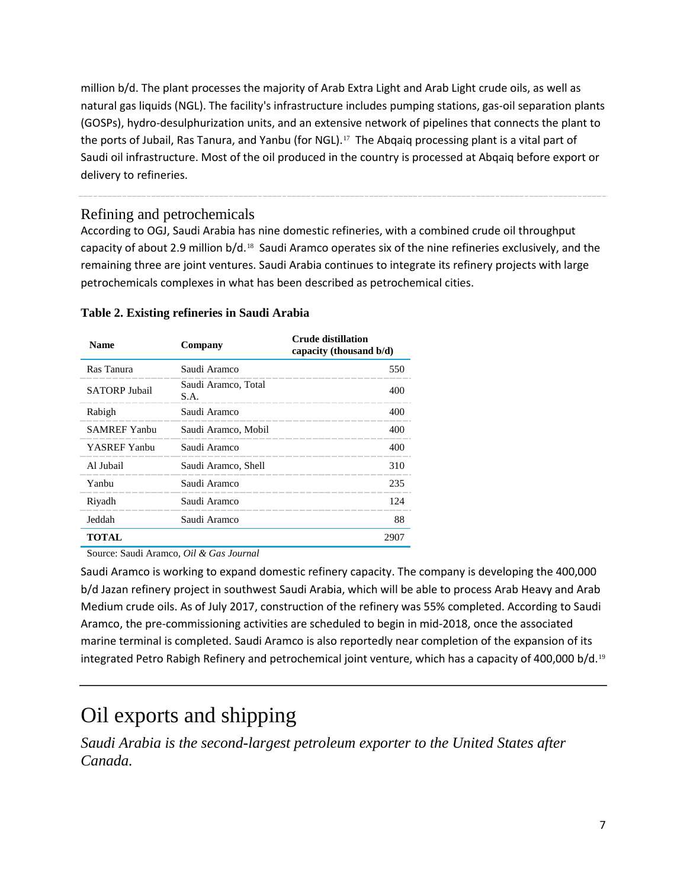million b/d. The plant processes the majority of Arab Extra Light and Arab Light crude oils, as well as natural gas liquids (NGL). The facility's infrastructure includes pumping stations, gas-oil separation plants (GOSPs), hydro-desulphurization units, and an extensive network of pipelines that connects the plant to the ports of Jubail, Ras Tanura, and Yanbu (for NGL).[17] The Abqaiq processing plant is a vital part of Saudi oil infrastructure. Most of the oil produced in the country is processed at Abqaiq before export or delivery to refineries.

## Refining and petrochemicals

According to OGJ, Saudi Arabia has nine domestic refineries, with a combined crude oil throughput capacity of about 2.9 million b/d.[18] Saudi Aramco operates six of the nine refineries exclusively, and the remaining three are joint ventures. Saudi Arabia continues to integrate its refinery projects with large petrochemicals complexes in what has been described as petrochemical cities.

**Table 2. Existing refineries in Saudi Arabia**

| Name | Company | Crude distillation capacity (thousand b/d) |
|---|---|---|
| Ras Tanura | Saudi Aramco | 550 |
| SATORP Jubail | Saudi Aramco, Total S.A. | 400 |
| Rabigh | Saudi Aramco | 400 |
| SAMREF Yanbu | Saudi Aramco, Mobil | 400 |
| YASREF Yanbu | Saudi Aramco | 400 |
| Al Jubail | Saudi Aramco, Shell | 310 |
| Yanbu | Saudi Aramco | 235 |
| Riyadh | Saudi Aramco | 124 |
| Jeddah | Saudi Aramco | 88 |
| **TOTAL** | | 2907 |

Source: Saudi Aramco, *Oil & Gas Journal*

Saudi Aramco is working to expand domestic refinery capacity. The company is developing the 400,000 b/d Jazan refinery project in southwest Saudi Arabia, which will be able to process Arab Heavy and Arab Medium crude oils. As of July 2017, construction of the refinery was 55% completed. According to Saudi Aramco, the pre-commissioning activities are scheduled to begin in mid-2018, once the associated marine terminal is completed. Saudi Aramco is also reportedly near completion of the expansion of its integrated Petro Rabigh Refinery and petrochemical joint venture, which has a capacity of 400,000 b/d.[19]

# Oil exports and shipping

*Saudi Arabia is the second-largest petroleum exporter to the United States after Canada.*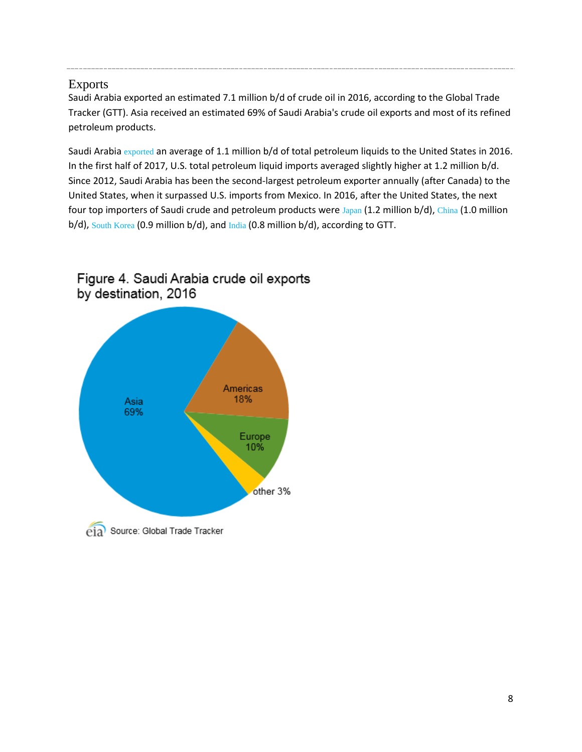## Exports

Saudi Arabia exported an estimated 7.1 million b/d of crude oil in 2016, according to the Global Trade Tracker (GTT). Asia received an estimated 69% of Saudi Arabia's crude oil exports and most of its refined petroleum products.

Saudi Arabia exported an average of 1.1 million b/d of total petroleum liquids to the United States in 2016. In the first half of 2017, U.S. total petroleum liquid imports averaged slightly higher at 1.2 million b/d. Since 2012, Saudi Arabia has been the second-largest petroleum exporter annually (after Canada) to the United States, when it surpassed U.S. imports from Mexico. In 2016, after the United States, the next four top importers of Saudi crude and petroleum products were Japan (1.2 million b/d), China (1.0 million b/d), South Korea (0.9 million b/d), and India (0.8 million b/d), according to GTT.

Figure 4. Saudi Arabia crude oil exports by destination, 2016

| Destination | Share |
| --- | --- |
| Asia | 69% |
| Americas | 18% |
| Europe | 10% |
| other | 3% |

Source: Global Trade Tracker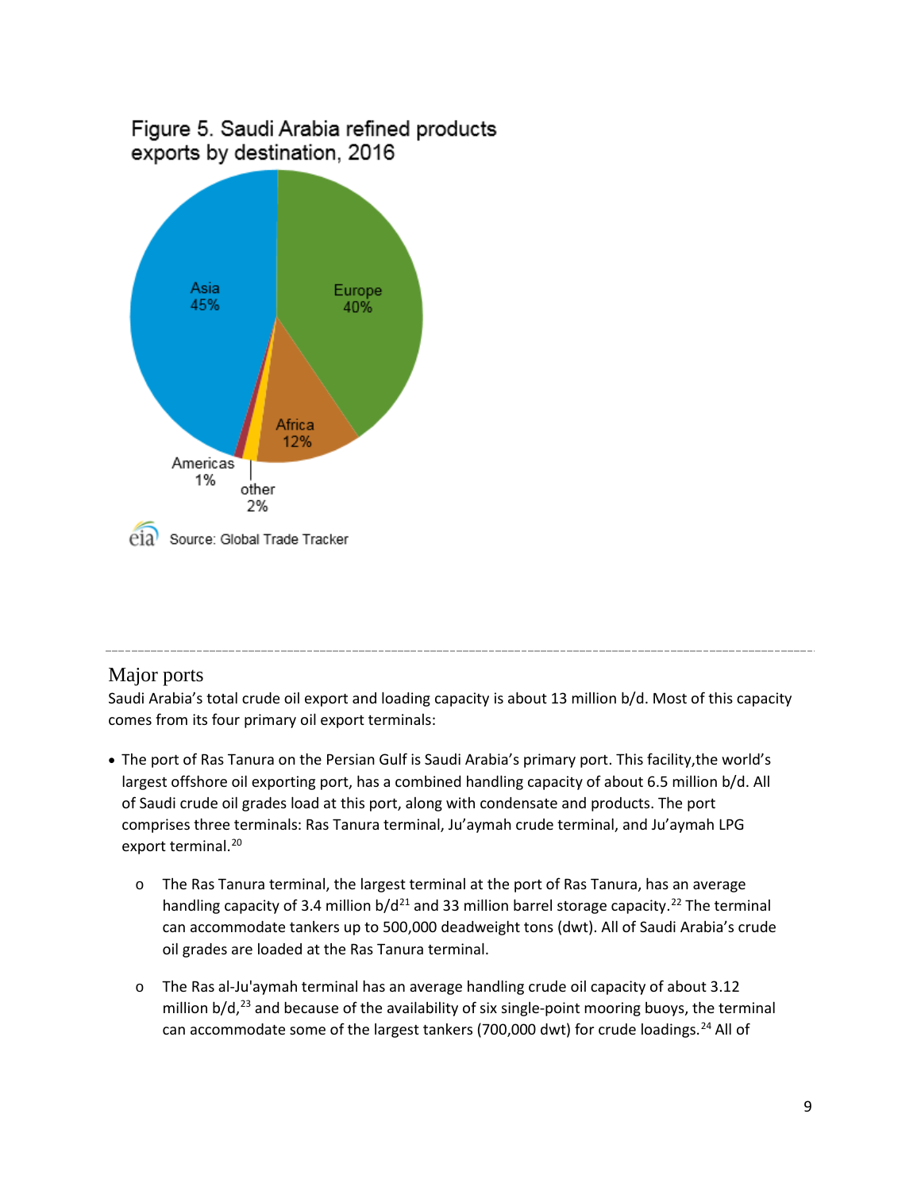Figure 5. Saudi Arabia refined products exports by destination, 2016

Asia 45%
Europe 40%
Africa 12%
Americas 1%
other 2%

Source: Global Trade Tracker

## Major ports

Saudi Arabia's total crude oil export and loading capacity is about 13 million b/d. Most of this capacity comes from its four primary oil export terminals:

- The port of Ras Tanura on the Persian Gulf is Saudi Arabia's primary port. This facility,the world's largest offshore oil exporting port, has a combined handling capacity of about 6.5 million b/d. All of Saudi crude oil grades load at this port, along with condensate and products. The port comprises three terminals: Ras Tanura terminal, Ju'aymah crude terminal, and Ju'aymah LPG export terminal.[20]
    - The Ras Tanura terminal, the largest terminal at the port of Ras Tanura, has an average handling capacity of 3.4 million b/d[21] and 33 million barrel storage capacity.[22] The terminal can accommodate tankers up to 500,000 deadweight tons (dwt). All of Saudi Arabia's crude oil grades are loaded at the Ras Tanura terminal.
    - The Ras al-Ju'aymah terminal has an average handling crude oil capacity of about 3.12 million b/d,[23] and because of the availability of six single-point mooring buoys, the terminal can accommodate some of the largest tankers (700,000 dwt) for crude loadings.[24] All of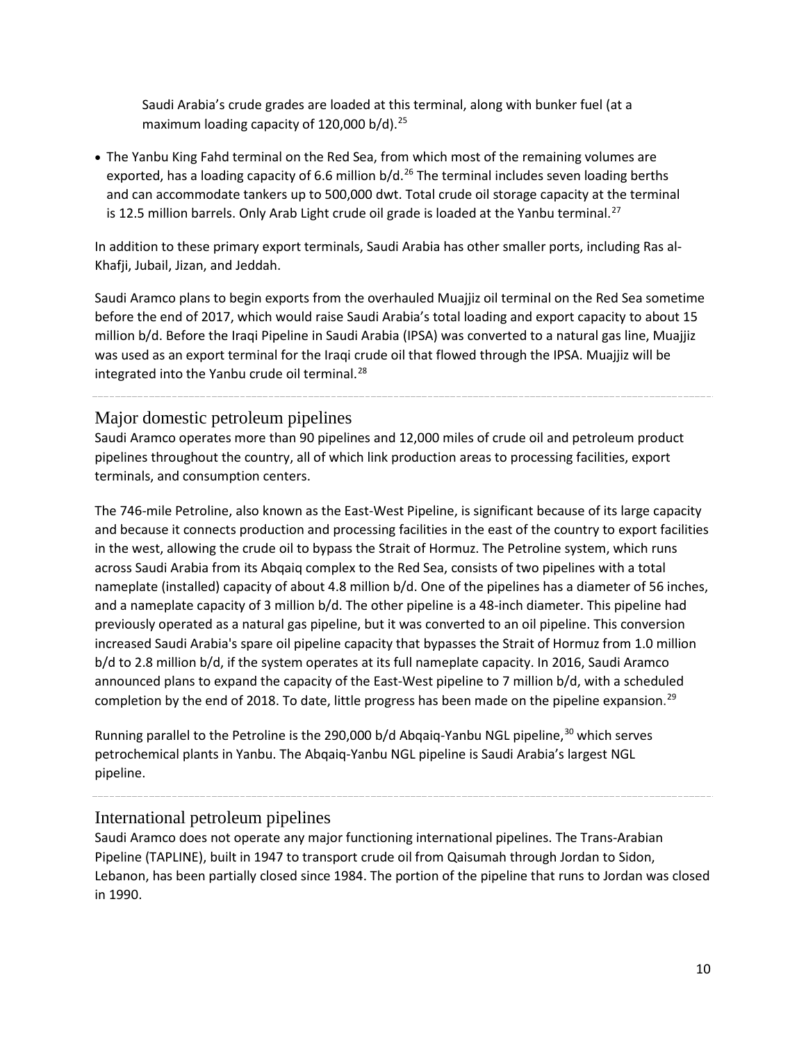Saudi Arabia's crude grades are loaded at this terminal, along with bunker fuel (at a maximum loading capacity of 120,000 b/d).[25]

- The Yanbu King Fahd terminal on the Red Sea, from which most of the remaining volumes are exported, has a loading capacity of 6.6 million b/d.[26] The terminal includes seven loading berths and can accommodate tankers up to 500,000 dwt. Total crude oil storage capacity at the terminal is 12.5 million barrels. Only Arab Light crude oil grade is loaded at the Yanbu terminal.[27]

In addition to these primary export terminals, Saudi Arabia has other smaller ports, including Ras al-Khafji, Jubail, Jizan, and Jeddah.

Saudi Aramco plans to begin exports from the overhauled Muajjiz oil terminal on the Red Sea sometime before the end of 2017, which would raise Saudi Arabia's total loading and export capacity to about 15 million b/d. Before the Iraqi Pipeline in Saudi Arabia (IPSA) was converted to a natural gas line, Muajjiz was used as an export terminal for the Iraqi crude oil that flowed through the IPSA. Muajjiz will be integrated into the Yanbu crude oil terminal.[28]

## Major domestic petroleum pipelines

Saudi Aramco operates more than 90 pipelines and 12,000 miles of crude oil and petroleum product pipelines throughout the country, all of which link production areas to processing facilities, export terminals, and consumption centers.

The 746-mile Petroline, also known as the East-West Pipeline, is significant because of its large capacity and because it connects production and processing facilities in the east of the country to export facilities in the west, allowing the crude oil to bypass the Strait of Hormuz. The Petroline system, which runs across Saudi Arabia from its Abqaiq complex to the Red Sea, consists of two pipelines with a total nameplate (installed) capacity of about 4.8 million b/d. One of the pipelines has a diameter of 56 inches, and a nameplate capacity of 3 million b/d. The other pipeline is a 48-inch diameter. This pipeline had previously operated as a natural gas pipeline, but it was converted to an oil pipeline. This conversion increased Saudi Arabia's spare oil pipeline capacity that bypasses the Strait of Hormuz from 1.0 million b/d to 2.8 million b/d, if the system operates at its full nameplate capacity. In 2016, Saudi Aramco announced plans to expand the capacity of the East-West pipeline to 7 million b/d, with a scheduled completion by the end of 2018. To date, little progress has been made on the pipeline expansion.[29]

Running parallel to the Petroline is the 290,000 b/d Abqaiq-Yanbu NGL pipeline,[30] which serves petrochemical plants in Yanbu. The Abqaiq-Yanbu NGL pipeline is Saudi Arabia's largest NGL pipeline.

## International petroleum pipelines

Saudi Aramco does not operate any major functioning international pipelines. The Trans-Arabian Pipeline (TAPLINE), built in 1947 to transport crude oil from Qaisumah through Jordan to Sidon, Lebanon, has been partially closed since 1984. The portion of the pipeline that runs to Jordan was closed in 1990.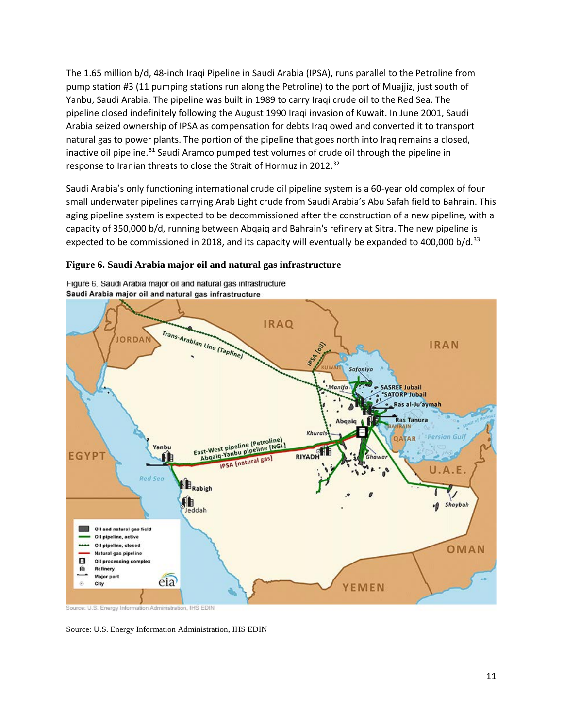The 1.65 million b/d, 48-inch Iraqi Pipeline in Saudi Arabia (IPSA), runs parallel to the Petroline from pump station #3 (11 pumping stations run along the Petroline) to the port of Muajjiz, just south of Yanbu, Saudi Arabia. The pipeline was built in 1989 to carry Iraqi crude oil to the Red Sea. The pipeline closed indefinitely following the August 1990 Iraqi invasion of Kuwait. In June 2001, Saudi Arabia seized ownership of IPSA as compensation for debts Iraq owed and converted it to transport natural gas to power plants. The portion of the pipeline that goes north into Iraq remains a closed, inactive oil pipeline.[31] Saudi Aramco pumped test volumes of crude oil through the pipeline in response to Iranian threats to close the Strait of Hormuz in 2012.[32]

Saudi Arabia's only functioning international crude oil pipeline system is a 60-year old complex of four small underwater pipelines carrying Arab Light crude from Saudi Arabia's Abu Safah field to Bahrain. This aging pipeline system is expected to be decommissioned after the construction of a new pipeline, with a capacity of 350,000 b/d, running between Abqaiq and Bahrain's refinery at Sitra. The new pipeline is expected to be commissioned in 2018, and its capacity will eventually be expanded to 400,000 b/d.[33]

**Figure 6. Saudi Arabia major oil and natural gas infrastructure**

Source: U.S. Energy Information Administration, IHS EDIN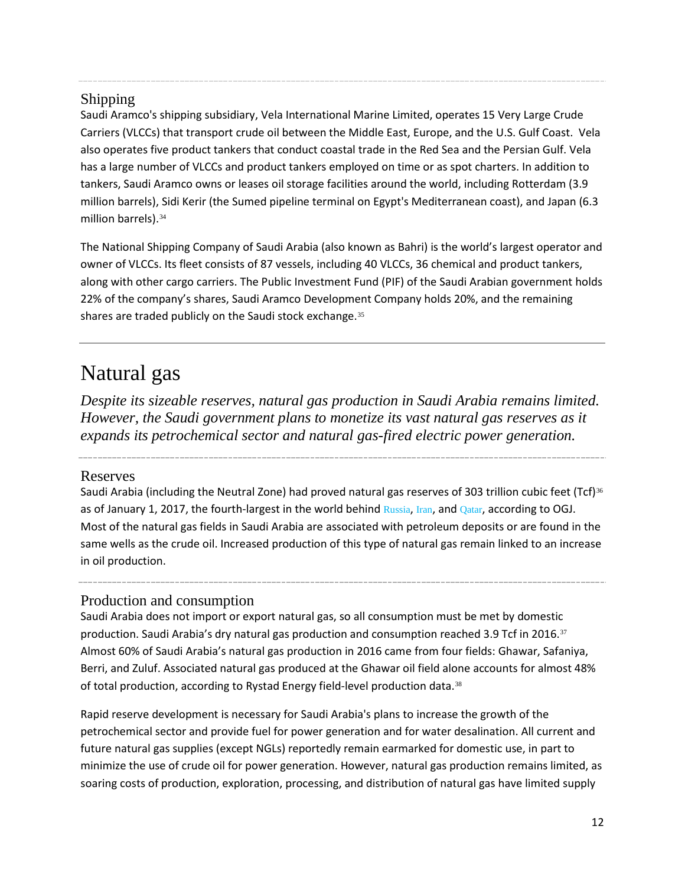### Shipping

Saudi Aramco's shipping subsidiary, Vela International Marine Limited, operates 15 Very Large Crude Carriers (VLCCs) that transport crude oil between the Middle East, Europe, and the U.S. Gulf Coast. Vela also operates five product tankers that conduct coastal trade in the Red Sea and the Persian Gulf. Vela has a large number of VLCCs and product tankers employed on time or as spot charters. In addition to tankers, Saudi Aramco owns or leases oil storage facilities around the world, including Rotterdam (3.9 million barrels), Sidi Kerir (the Sumed pipeline terminal on Egypt's Mediterranean coast), and Japan (6.3 million barrels).[34]

The National Shipping Company of Saudi Arabia (also known as Bahri) is the world's largest operator and owner of VLCCs. Its fleet consists of 87 vessels, including 40 VLCCs, 36 chemical and product tankers, along with other cargo carriers. The Public Investment Fund (PIF) of the Saudi Arabian government holds 22% of the company's shares, Saudi Aramco Development Company holds 20%, and the remaining shares are traded publicly on the Saudi stock exchange.[35]

## Natural gas

*Despite its sizeable reserves, natural gas production in Saudi Arabia remains limited. However, the Saudi government plans to monetize its vast natural gas reserves as it expands its petrochemical sector and natural gas-fired electric power generation.*

### Reserves

Saudi Arabia (including the Neutral Zone) had proved natural gas reserves of 303 trillion cubic feet (Tcf)[36] as of January 1, 2017, the fourth-largest in the world behind Russia, Iran, and Qatar, according to OGJ. Most of the natural gas fields in Saudi Arabia are associated with petroleum deposits or are found in the same wells as the crude oil. Increased production of this type of natural gas remain linked to an increase in oil production.

### Production and consumption

Saudi Arabia does not import or export natural gas, so all consumption must be met by domestic production. Saudi Arabia's dry natural gas production and consumption reached 3.9 Tcf in 2016.[37] Almost 60% of Saudi Arabia's natural gas production in 2016 came from four fields: Ghawar, Safaniya, Berri, and Zuluf. Associated natural gas produced at the Ghawar oil field alone accounts for almost 48% of total production, according to Rystad Energy field-level production data.[38]

Rapid reserve development is necessary for Saudi Arabia's plans to increase the growth of the petrochemical sector and provide fuel for power generation and for water desalination. All current and future natural gas supplies (except NGLs) reportedly remain earmarked for domestic use, in part to minimize the use of crude oil for power generation. However, natural gas production remains limited, as soaring costs of production, exploration, processing, and distribution of natural gas have limited supply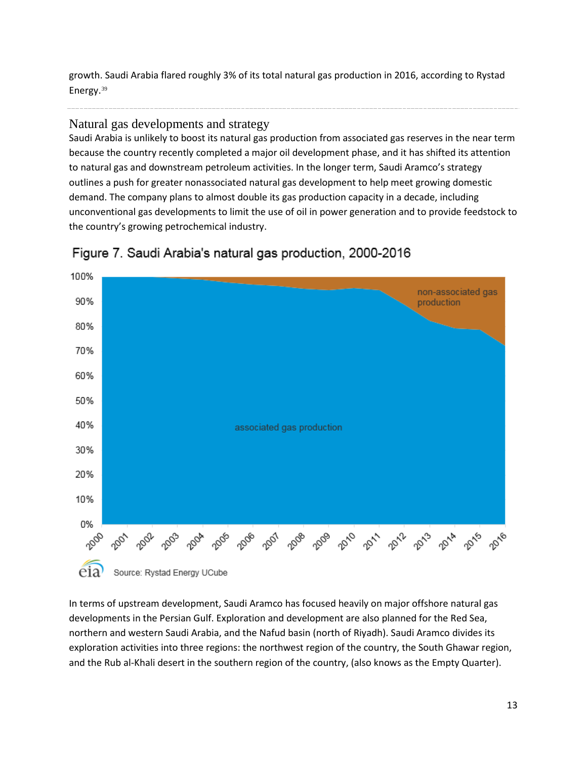growth. Saudi Arabia flared roughly 3% of its total natural gas production in 2016, according to Rystad Energy.[39]

## Natural gas developments and strategy

Saudi Arabia is unlikely to boost its natural gas production from associated gas reserves in the near term because the country recently completed a major oil development phase, and it has shifted its attention to natural gas and downstream petroleum activities. In the longer term, Saudi Aramco's strategy outlines a push for greater nonassociated natural gas development to help meet growing domestic demand. The company plans to almost double its gas production capacity in a decade, including unconventional gas developments to limit the use of oil in power generation and to provide feedstock to the country's growing petrochemical industry.

Figure 7. Saudi Arabia's natural gas production, 2000-2016

Source: Rystad Energy UCube

In terms of upstream development, Saudi Aramco has focused heavily on major offshore natural gas developments in the Persian Gulf. Exploration and development are also planned for the Red Sea, northern and western Saudi Arabia, and the Nafud basin (north of Riyadh). Saudi Aramco divides its exploration activities into three regions: the northwest region of the country, the South Ghawar region, and the Rub al-Khali desert in the southern region of the country, (also knows as the Empty Quarter).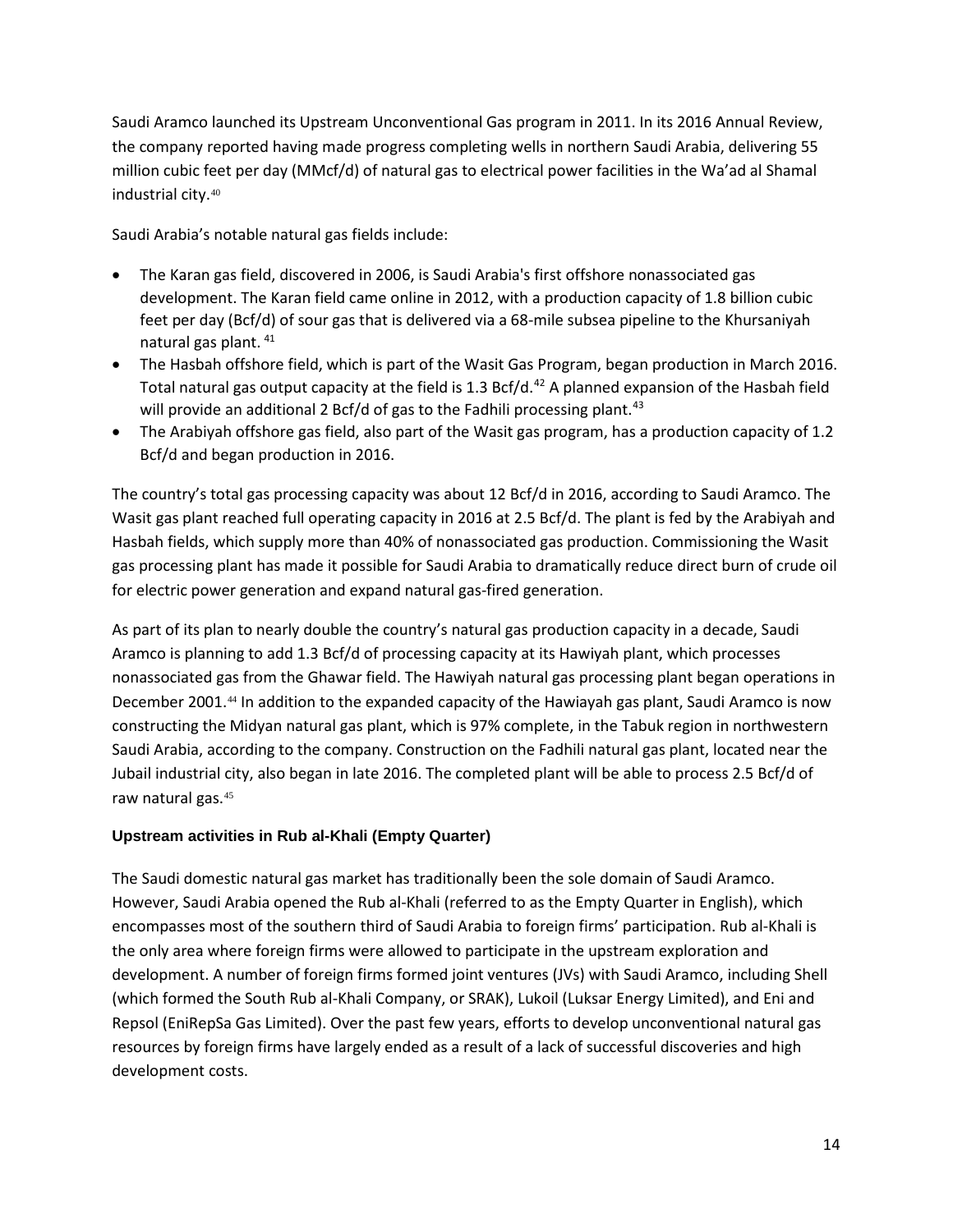Saudi Aramco launched its Upstream Unconventional Gas program in 2011. In its 2016 Annual Review, the company reported having made progress completing wells in northern Saudi Arabia, delivering 55 million cubic feet per day (MMcf/d) of natural gas to electrical power facilities in the Wa'ad al Shamal industrial city.[40]

Saudi Arabia's notable natural gas fields include:

- The Karan gas field, discovered in 2006, is Saudi Arabia's first offshore nonassociated gas development. The Karan field came online in 2012, with a production capacity of 1.8 billion cubic feet per day (Bcf/d) of sour gas that is delivered via a 68-mile subsea pipeline to the Khursaniyah natural gas plant.[41]
- The Hasbah offshore field, which is part of the Wasit Gas Program, began production in March 2016. Total natural gas output capacity at the field is 1.3 Bcf/d.[42] A planned expansion of the Hasbah field will provide an additional 2 Bcf/d of gas to the Fadhili processing plant.[43]
- The Arabiyah offshore gas field, also part of the Wasit gas program, has a production capacity of 1.2 Bcf/d and began production in 2016.

The country's total gas processing capacity was about 12 Bcf/d in 2016, according to Saudi Aramco. The Wasit gas plant reached full operating capacity in 2016 at 2.5 Bcf/d. The plant is fed by the Arabiyah and Hasbah fields, which supply more than 40% of nonassociated gas production. Commissioning the Wasit gas processing plant has made it possible for Saudi Arabia to dramatically reduce direct burn of crude oil for electric power generation and expand natural gas-fired generation.

As part of its plan to nearly double the country's natural gas production capacity in a decade, Saudi Aramco is planning to add 1.3 Bcf/d of processing capacity at its Hawiyah plant, which processes nonassociated gas from the Ghawar field. The Hawiyah natural gas processing plant began operations in December 2001.[44] In addition to the expanded capacity of the Hawiayah gas plant, Saudi Aramco is now constructing the Midyan natural gas plant, which is 97% complete, in the Tabuk region in northwestern Saudi Arabia, according to the company. Construction on the Fadhili natural gas plant, located near the Jubail industrial city, also began in late 2016. The completed plant will be able to process 2.5 Bcf/d of raw natural gas.[45]

### Upstream activities in Rub al-Khali (Empty Quarter)

The Saudi domestic natural gas market has traditionally been the sole domain of Saudi Aramco. However, Saudi Arabia opened the Rub al-Khali (referred to as the Empty Quarter in English), which encompasses most of the southern third of Saudi Arabia to foreign firms' participation. Rub al-Khali is the only area where foreign firms were allowed to participate in the upstream exploration and development. A number of foreign firms formed joint ventures (JVs) with Saudi Aramco, including Shell (which formed the South Rub al-Khali Company, or SRAK), Lukoil (Luksar Energy Limited), and Eni and Repsol (EniRepSa Gas Limited). Over the past few years, efforts to develop unconventional natural gas resources by foreign firms have largely ended as a result of a lack of successful discoveries and high development costs.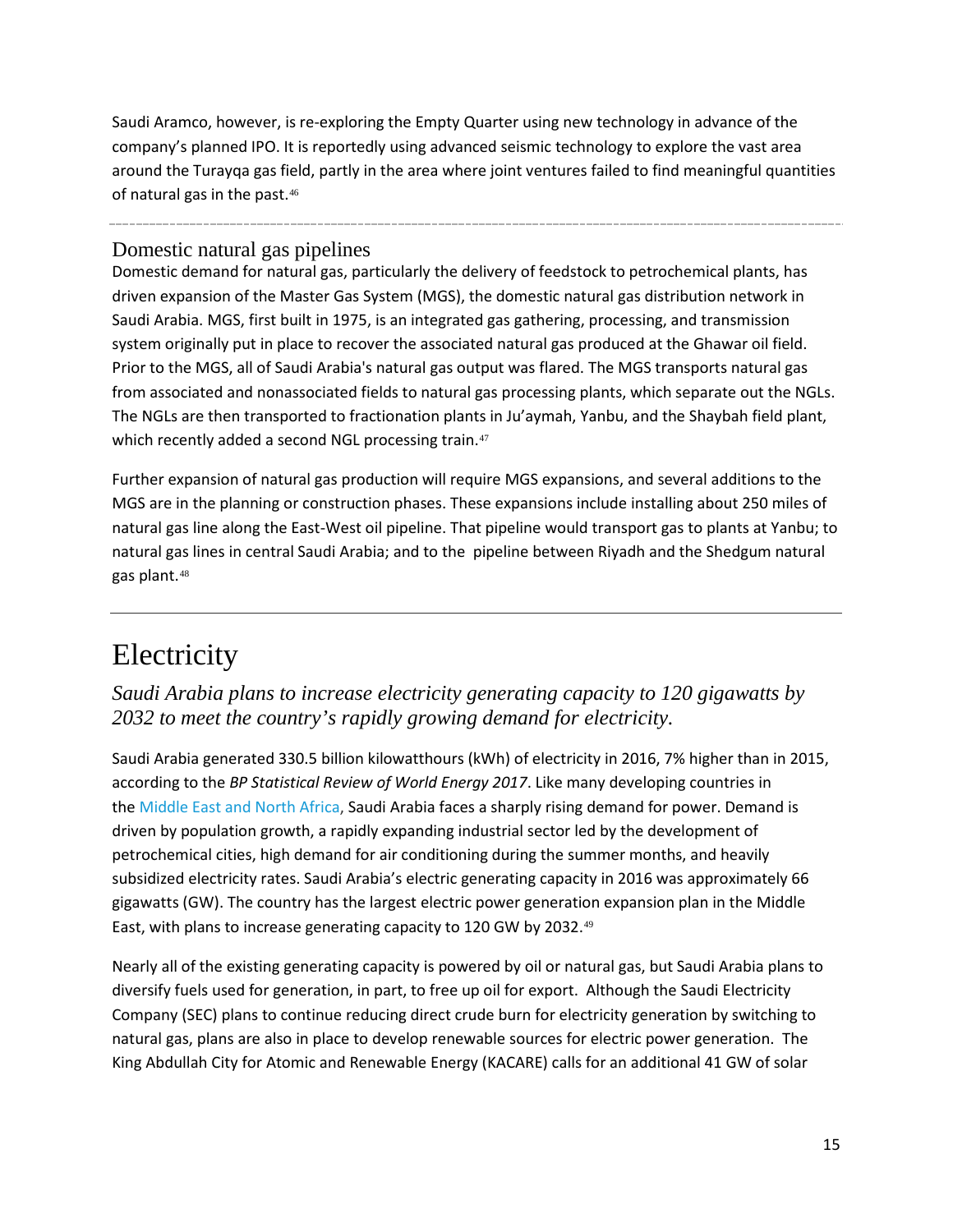Saudi Aramco, however, is re-exploring the Empty Quarter using new technology in advance of the company's planned IPO. It is reportedly using advanced seismic technology to explore the vast area around the Turayqa gas field, partly in the area where joint ventures failed to find meaningful quantities of natural gas in the past.[46]

### Domestic natural gas pipelines

Domestic demand for natural gas, particularly the delivery of feedstock to petrochemical plants, has driven expansion of the Master Gas System (MGS), the domestic natural gas distribution network in Saudi Arabia. MGS, first built in 1975, is an integrated gas gathering, processing, and transmission system originally put in place to recover the associated natural gas produced at the Ghawar oil field. Prior to the MGS, all of Saudi Arabia's natural gas output was flared. The MGS transports natural gas from associated and nonassociated fields to natural gas processing plants, which separate out the NGLs. The NGLs are then transported to fractionation plants in Ju'aymah, Yanbu, and the Shaybah field plant, which recently added a second NGL processing train.[47]

Further expansion of natural gas production will require MGS expansions, and several additions to the MGS are in the planning or construction phases. These expansions include installing about 250 miles of natural gas line along the East-West oil pipeline. That pipeline would transport gas to plants at Yanbu; to natural gas lines in central Saudi Arabia; and to the pipeline between Riyadh and the Shedgum natural gas plant.[48]

---

# Electricity

*Saudi Arabia plans to increase electricity generating capacity to 120 gigawatts by 2032 to meet the country's rapidly growing demand for electricity.*

Saudi Arabia generated 330.5 billion kilowatthours (kWh) of electricity in 2016, 7% higher than in 2015, according to the *BP Statistical Review of World Energy 2017*. Like many developing countries in the Middle East and North Africa, Saudi Arabia faces a sharply rising demand for power. Demand is driven by population growth, a rapidly expanding industrial sector led by the development of petrochemical cities, high demand for air conditioning during the summer months, and heavily subsidized electricity rates. Saudi Arabia's electric generating capacity in 2016 was approximately 66 gigawatts (GW). The country has the largest electric power generation expansion plan in the Middle East, with plans to increase generating capacity to 120 GW by 2032.[49]

Nearly all of the existing generating capacity is powered by oil or natural gas, but Saudi Arabia plans to diversify fuels used for generation, in part, to free up oil for export. Although the Saudi Electricity Company (SEC) plans to continue reducing direct crude burn for electricity generation by switching to natural gas, plans are also in place to develop renewable sources for electric power generation. The King Abdullah City for Atomic and Renewable Energy (KACARE) calls for an additional 41 GW of solar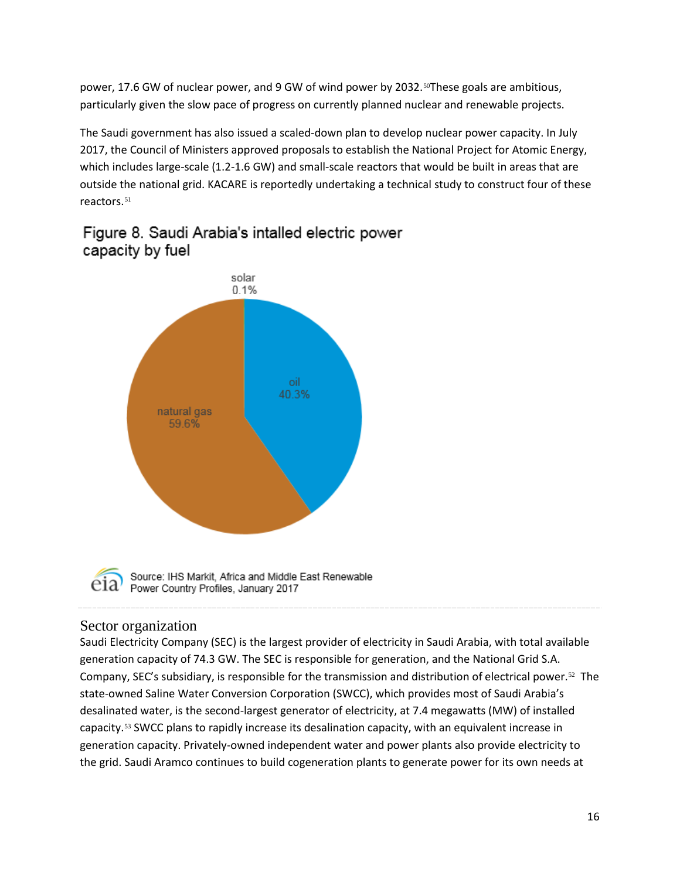power, 17.6 GW of nuclear power, and 9 GW of wind power by 2032.[50] These goals are ambitious, particularly given the slow pace of progress on currently planned nuclear and renewable projects.

The Saudi government has also issued a scaled-down plan to develop nuclear power capacity. In July 2017, the Council of Ministers approved proposals to establish the National Project for Atomic Energy, which includes large-scale (1.2-1.6 GW) and small-scale reactors that would be built in areas that are outside the national grid. KACARE is reportedly undertaking a technical study to construct four of these reactors.[51]

Figure 8. Saudi Arabia's intalled electric power capacity by fuel

solar 0.1%

oil 40.3%

natural gas 59.6%

Source: IHS Markit, Africa and Middle East Renewable Power Country Profiles, January 2017

## Sector organization

Saudi Electricity Company (SEC) is the largest provider of electricity in Saudi Arabia, with total available generation capacity of 74.3 GW. The SEC is responsible for generation, and the National Grid S.A. Company, SEC's subsidiary, is responsible for the transmission and distribution of electrical power.[52] The state-owned Saline Water Conversion Corporation (SWCC), which provides most of Saudi Arabia's desalinated water, is the second-largest generator of electricity, at 7.4 megawatts (MW) of installed capacity.[53] SWCC plans to rapidly increase its desalination capacity, with an equivalent increase in generation capacity. Privately-owned independent water and power plants also provide electricity to the grid. Saudi Aramco continues to build cogeneration plants to generate power for its own needs at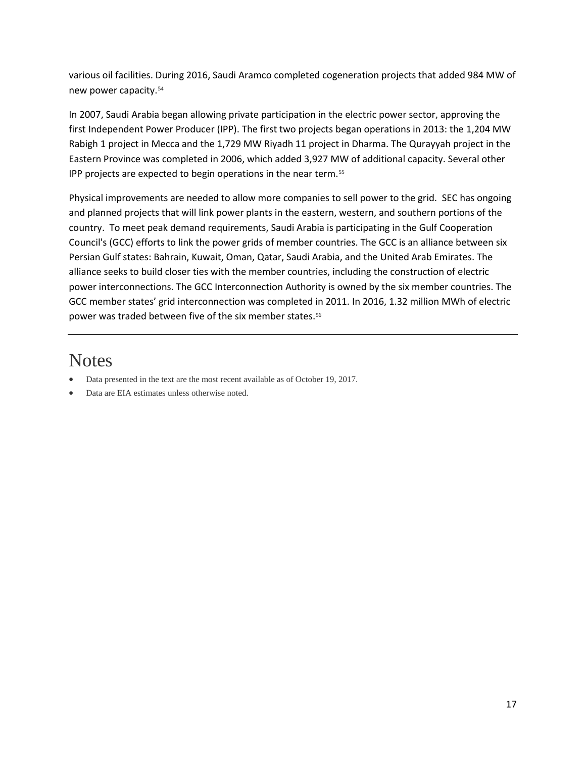various oil facilities. During 2016, Saudi Aramco completed cogeneration projects that added 984 MW of new power capacity.[54]

In 2007, Saudi Arabia began allowing private participation in the electric power sector, approving the first Independent Power Producer (IPP). The first two projects began operations in 2013: the 1,204 MW Rabigh 1 project in Mecca and the 1,729 MW Riyadh 11 project in Dharma. The Qurayyah project in the Eastern Province was completed in 2006, which added 3,927 MW of additional capacity. Several other IPP projects are expected to begin operations in the near term.[55]

Physical improvements are needed to allow more companies to sell power to the grid. SEC has ongoing and planned projects that will link power plants in the eastern, western, and southern portions of the country. To meet peak demand requirements, Saudi Arabia is participating in the Gulf Cooperation Council's (GCC) efforts to link the power grids of member countries. The GCC is an alliance between six Persian Gulf states: Bahrain, Kuwait, Oman, Qatar, Saudi Arabia, and the United Arab Emirates. The alliance seeks to build closer ties with the member countries, including the construction of electric power interconnections. The GCC Interconnection Authority is owned by the six member countries. The GCC member states' grid interconnection was completed in 2011. In 2016, 1.32 million MWh of electric power was traded between five of the six member states.[56]

---

# Notes

- Data presented in the text are the most recent available as of October 19, 2017.
- Data are EIA estimates unless otherwise noted.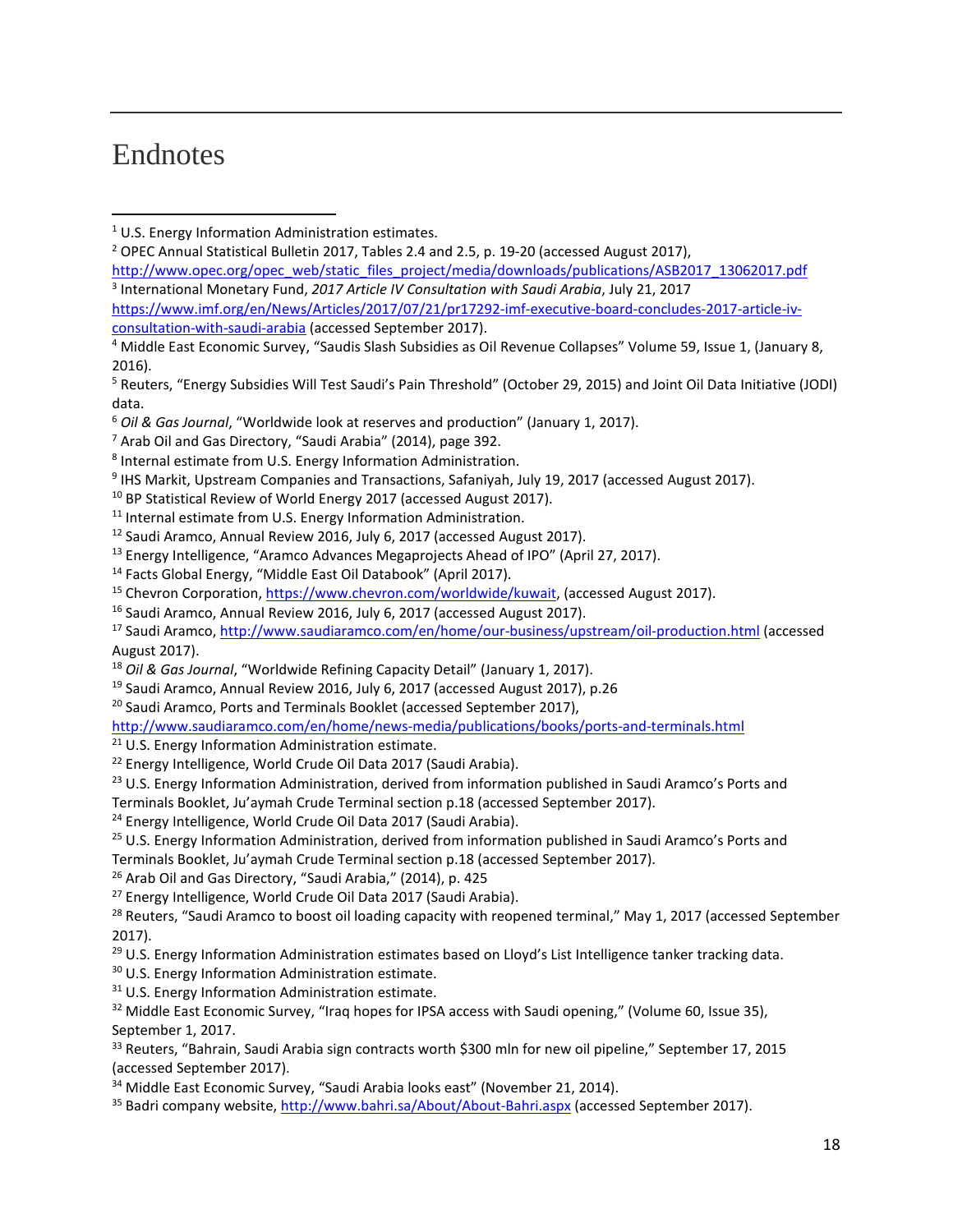# Endnotes

[1] U.S. Energy Information Administration estimates.

[2] OPEC Annual Statistical Bulletin 2017, Tables 2.4 and 2.5, p. 19-20 (accessed August 2017), http://www.opec.org/opec_web/static_files_project/media/downloads/publications/ASB2017_13062017.pdf

[3] International Monetary Fund, *2017 Article IV Consultation with Saudi Arabia*, July 21, 2017 https://www.imf.org/en/News/Articles/2017/07/21/pr17292-imf-executive-board-concludes-2017-article-iv-consultation-with-saudi-arabia (accessed September 2017).

[4] Middle East Economic Survey, "Saudis Slash Subsidies as Oil Revenue Collapses" Volume 59, Issue 1, (January 8, 2016).

[5] Reuters, "Energy Subsidies Will Test Saudi's Pain Threshold" (October 29, 2015) and Joint Oil Data Initiative (JODI) data.

[6] *Oil & Gas Journal*, "Worldwide look at reserves and production" (January 1, 2017).

[7] Arab Oil and Gas Directory, "Saudi Arabia" (2014), page 392.

[8] Internal estimate from U.S. Energy Information Administration.

[9] IHS Markit, Upstream Companies and Transactions, Safaniyah, July 19, 2017 (accessed August 2017).

[10] BP Statistical Review of World Energy 2017 (accessed August 2017).

[11] Internal estimate from U.S. Energy Information Administration.

[12] Saudi Aramco, Annual Review 2016, July 6, 2017 (accessed August 2017).

[13] Energy Intelligence, "Aramco Advances Megaprojects Ahead of IPO" (April 27, 2017).

[14] Facts Global Energy, "Middle East Oil Databook" (April 2017).

[15] Chevron Corporation, https://www.chevron.com/worldwide/kuwait, (accessed August 2017).

[16] Saudi Aramco, Annual Review 2016, July 6, 2017 (accessed August 2017).

[17] Saudi Aramco, http://www.saudiaramco.com/en/home/our-business/upstream/oil-production.html (accessed August 2017).

[18] *Oil & Gas Journal*, "Worldwide Refining Capacity Detail" (January 1, 2017).

[19] Saudi Aramco, Annual Review 2016, July 6, 2017 (accessed August 2017), p.26

[20] Saudi Aramco, Ports and Terminals Booklet (accessed September 2017), http://www.saudiaramco.com/en/home/news-media/publications/books/ports-and-terminals.html

[21] U.S. Energy Information Administration estimate.

[22] Energy Intelligence, World Crude Oil Data 2017 (Saudi Arabia).

[23] U.S. Energy Information Administration, derived from information published in Saudi Aramco's Ports and Terminals Booklet, Ju'aymah Crude Terminal section p.18 (accessed September 2017).

[24] Energy Intelligence, World Crude Oil Data 2017 (Saudi Arabia).

[25] U.S. Energy Information Administration, derived from information published in Saudi Aramco's Ports and Terminals Booklet, Ju'aymah Crude Terminal section p.18 (accessed September 2017).

[26] Arab Oil and Gas Directory, "Saudi Arabia," (2014), p. 425

[27] Energy Intelligence, World Crude Oil Data 2017 (Saudi Arabia).

[28] Reuters, "Saudi Aramco to boost oil loading capacity with reopened terminal," May 1, 2017 (accessed September 2017).

[29] U.S. Energy Information Administration estimates based on Lloyd's List Intelligence tanker tracking data.

[30] U.S. Energy Information Administration estimate.

[31] U.S. Energy Information Administration estimate.

[32] Middle East Economic Survey, "Iraq hopes for IPSA access with Saudi opening," (Volume 60, Issue 35), September 1, 2017.

[33] Reuters, "Bahrain, Saudi Arabia sign contracts worth $300 mln for new oil pipeline," September 17, 2015 (accessed September 2017).

[34] Middle East Economic Survey, "Saudi Arabia looks east" (November 21, 2014).

[35] Badri company website, http://www.bahri.sa/About/About-Bahri.aspx (accessed September 2017).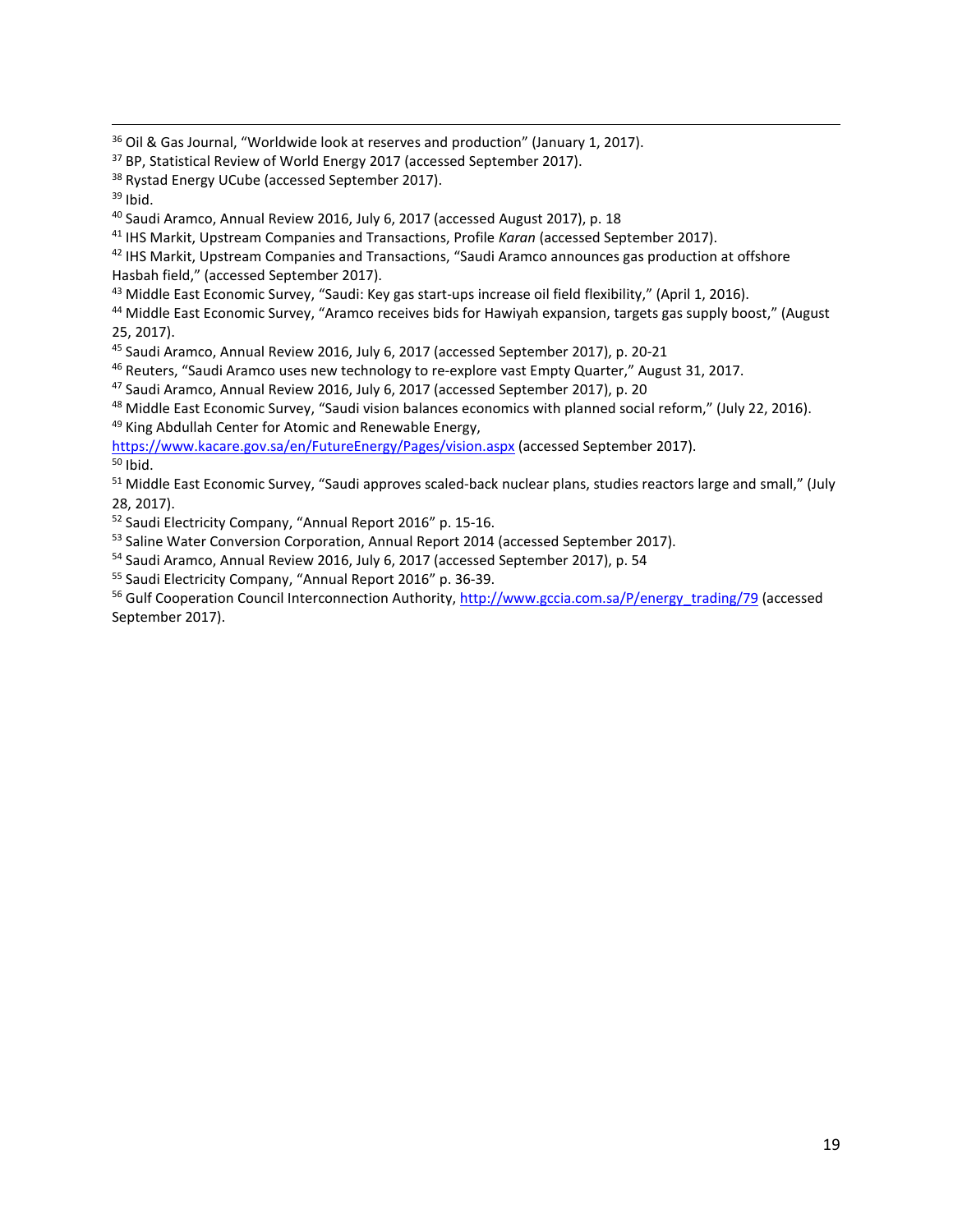[36] Oil & Gas Journal, "Worldwide look at reserves and production" (January 1, 2017).
[37] BP, Statistical Review of World Energy 2017 (accessed September 2017).
[38] Rystad Energy UCube (accessed September 2017).
[39] Ibid.
[40] Saudi Aramco, Annual Review 2016, July 6, 2017 (accessed August 2017), p. 18
[41] IHS Markit, Upstream Companies and Transactions, Profile *Karan* (accessed September 2017).
[42] IHS Markit, Upstream Companies and Transactions, "Saudi Aramco announces gas production at offshore Hasbah field," (accessed September 2017).
[43] Middle East Economic Survey, "Saudi: Key gas start-ups increase oil field flexibility," (April 1, 2016).
[44] Middle East Economic Survey, "Aramco receives bids for Hawiyah expansion, targets gas supply boost," (August 25, 2017).
[45] Saudi Aramco, Annual Review 2016, July 6, 2017 (accessed September 2017), p. 20-21
[46] Reuters, "Saudi Aramco uses new technology to re-explore vast Empty Quarter," August 31, 2017.
[47] Saudi Aramco, Annual Review 2016, July 6, 2017 (accessed September 2017), p. 20
[48] Middle East Economic Survey, "Saudi vision balances economics with planned social reform," (July 22, 2016).
[49] King Abdullah Center for Atomic and Renewable Energy, https://www.kacare.gov.sa/en/FutureEnergy/Pages/vision.aspx (accessed September 2017).
[50] Ibid.
[51] Middle East Economic Survey, "Saudi approves scaled-back nuclear plans, studies reactors large and small," (July 28, 2017).
[52] Saudi Electricity Company, "Annual Report 2016" p. 15-16.
[53] Saline Water Conversion Corporation, Annual Report 2014 (accessed September 2017).
[54] Saudi Aramco, Annual Review 2016, July 6, 2017 (accessed September 2017), p. 54
[55] Saudi Electricity Company, "Annual Report 2016" p. 36-39.
[56] Gulf Cooperation Council Interconnection Authority, http://www.gccia.com.sa/P/energy_trading/79 (accessed September 2017).